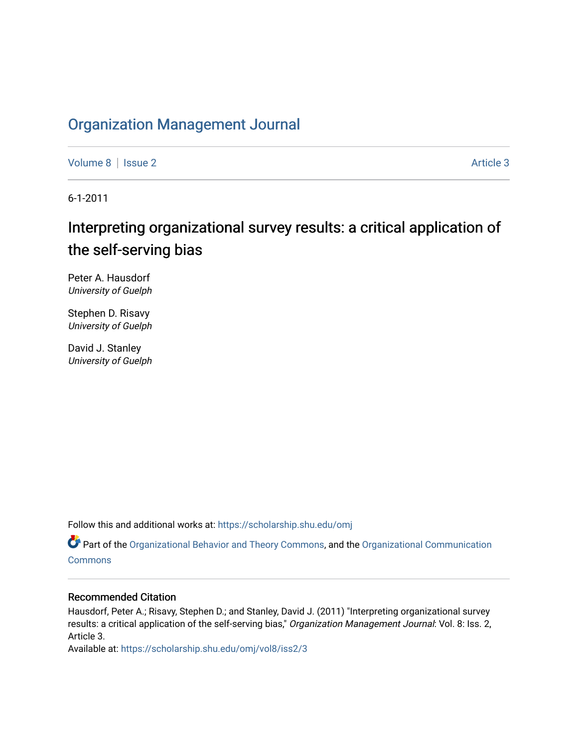# Organization Management Journal

Volume 8 | Issue 2 Article 3

6-1-2011

## Interpreting organizational survey results: a critical application of the self-serving bias

Peter A. Hausdorf
*University of Guelph*

Stephen D. Risavy
*University of Guelph*

David J. Stanley
*University of Guelph*

Follow this and additional works at: https://scholarship.shu.edu/omj

Part of the Organizational Behavior and Theory Commons, and the Organizational Communication Commons

### Recommended Citation

Hausdorf, Peter A.; Risavy, Stephen D.; and Stanley, David J. (2011) "Interpreting organizational survey results: a critical application of the self-serving bias," *Organization Management Journal*: Vol. 8: Iss. 2, Article 3.
Available at: https://scholarship.shu.edu/omj/vol8/iss2/3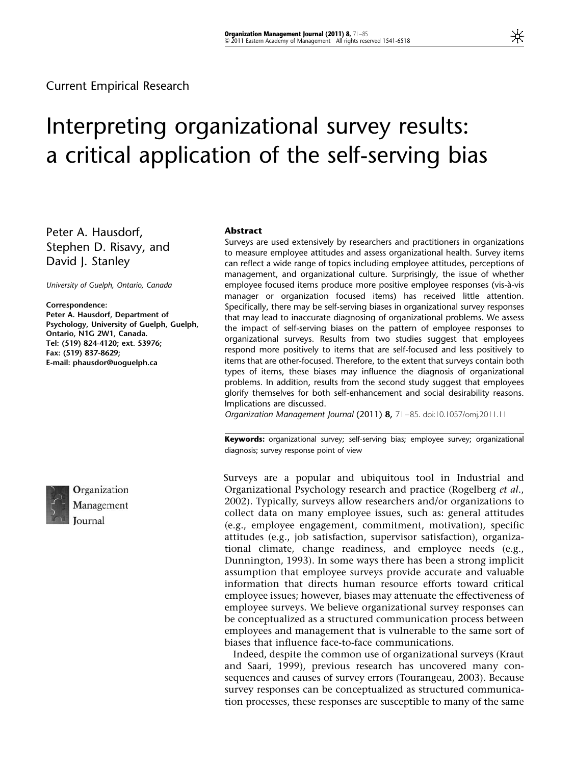Current Empirical Research

# Interpreting organizational survey results: a critical application of the self-serving bias

Peter A. Hausdorf, Stephen D. Risavy, and David J. Stanley

*University of Guelph, Ontario, Canada*

**Correspondence:**
**Peter A. Hausdorf, Department of Psychology, University of Guelph, Guelph, Ontario, N1G 2W1, Canada.**
**Tel: (519) 824-4120; ext. 53976;**
**Fax: (519) 837-8629;**
**E-mail: phausdor@uoguelph.ca**

**Abstract**

Surveys are used extensively by researchers and practitioners in organizations to measure employee attitudes and assess organizational health. Survey items can reflect a wide range of topics including employee attitudes, perceptions of management, and organizational culture. Surprisingly, the issue of whether employee focused items produce more positive employee responses (vis-à-vis manager or organization focused items) has received little attention. Specifically, there may be self-serving biases in organizational survey responses that may lead to inaccurate diagnosing of organizational problems. We assess the impact of self-serving biases on the pattern of employee responses to organizational surveys. Results from two studies suggest that employees respond more positively to items that are self-focused and less positively to items that are other-focused. Therefore, to the extent that surveys contain both types of items, these biases may influence the diagnosis of organizational problems. In addition, results from the second study suggest that employees glorify themselves for both self-enhancement and social desirability reasons. Implications are discussed.

*Organization Management Journal* (2011) **8,** 71–85. doi:10.1057/omj.2011.11

**Keywords:** organizational survey; self-serving bias; employee survey; organizational diagnosis; survey response point of view

Surveys are a popular and ubiquitous tool in Industrial and Organizational Psychology research and practice (Rogelberg *et al*., 2002). Typically, surveys allow researchers and/or organizations to collect data on many employee issues, such as: general attitudes (e.g., employee engagement, commitment, motivation), specific attitudes (e.g., job satisfaction, supervisor satisfaction), organizational climate, change readiness, and employee needs (e.g., Dunnington, 1993). In some ways there has been a strong implicit assumption that employee surveys provide accurate and valuable information that directs human resource efforts toward critical employee issues; however, biases may attenuate the effectiveness of employee surveys. We believe organizational survey responses can be conceptualized as a structured communication process between employees and management that is vulnerable to the same sort of biases that influence face-to-face communications.

Indeed, despite the common use of organizational surveys (Kraut and Saari, 1999), previous research has uncovered many consequences and causes of survey errors (Tourangeau, 2003). Because survey responses can be conceptualized as structured communication processes, these responses are susceptible to many of the same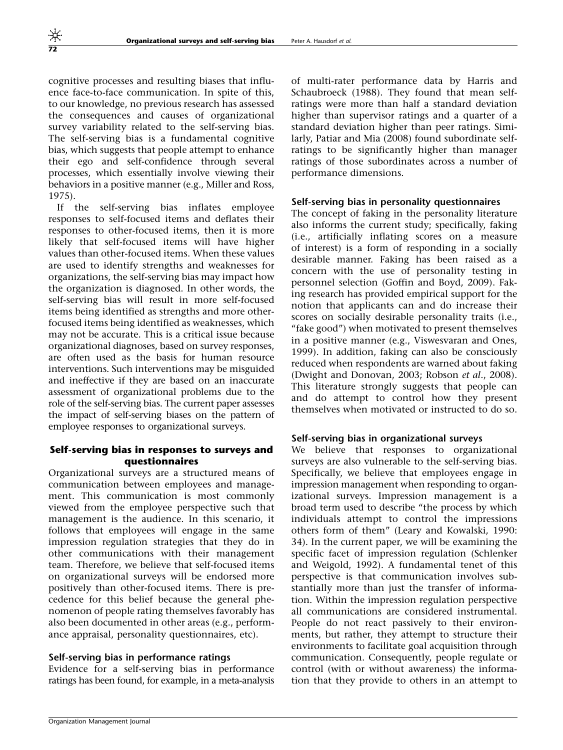cognitive processes and resulting biases that influence face-to-face communication. In spite of this, to our knowledge, no previous research has assessed the consequences and causes of organizational survey variability related to the self-serving bias. The self-serving bias is a fundamental cognitive bias, which suggests that people attempt to enhance their ego and self-confidence through several processes, which essentially involve viewing their behaviors in a positive manner (e.g., Miller and Ross, 1975).

If the self-serving bias inflates employee responses to self-focused items and deflates their responses to other-focused items, then it is more likely that self-focused items will have higher values than other-focused items. When these values are used to identify strengths and weaknesses for organizations, the self-serving bias may impact how the organization is diagnosed. In other words, the self-serving bias will result in more self-focused items being identified as strengths and more other-focused items being identified as weaknesses, which may not be accurate. This is a critical issue because organizational diagnoses, based on survey responses, are often used as the basis for human resource interventions. Such interventions may be misguided and ineffective if they are based on an inaccurate assessment of organizational problems due to the role of the self-serving bias. The current paper assesses the impact of self-serving biases on the pattern of employee responses to organizational surveys.

## Self-serving bias in responses to surveys and questionnaires

Organizational surveys are a structured means of communication between employees and management. This communication is most commonly viewed from the employee perspective such that management is the audience. In this scenario, it follows that employees will engage in the same impression regulation strategies that they do in other communications with their management team. Therefore, we believe that self-focused items on organizational surveys will be endorsed more positively than other-focused items. There is precedence for this belief because the general phenomenon of people rating themselves favorably has also been documented in other areas (e.g., performance appraisal, personality questionnaires, etc).

### Self-serving bias in performance ratings

Evidence for a self-serving bias in performance ratings has been found, for example, in a meta-analysis of multi-rater performance data by Harris and Schaubroeck (1988). They found that mean self-ratings were more than half a standard deviation higher than supervisor ratings and a quarter of a standard deviation higher than peer ratings. Similarly, Patiar and Mia (2008) found subordinate self-ratings to be significantly higher than manager ratings of those subordinates across a number of performance dimensions.

### Self-serving bias in personality questionnaires

The concept of faking in the personality literature also informs the current study; specifically, faking (i.e., artificially inflating scores on a measure of interest) is a form of responding in a socially desirable manner. Faking has been raised as a concern with the use of personality testing in personnel selection (Goffin and Boyd, 2009). Faking research has provided empirical support for the notion that applicants can and do increase their scores on socially desirable personality traits (i.e., "fake good") when motivated to present themselves in a positive manner (e.g., Viswesvaran and Ones, 1999). In addition, faking can also be consciously reduced when respondents are warned about faking (Dwight and Donovan, 2003; Robson *et al*., 2008). This literature strongly suggests that people can and do attempt to control how they present themselves when motivated or instructed to do so.

### Self-serving bias in organizational surveys

We believe that responses to organizational surveys are also vulnerable to the self-serving bias. Specifically, we believe that employees engage in impression management when responding to organizational surveys. Impression management is a broad term used to describe "the process by which individuals attempt to control the impressions others form of them" (Leary and Kowalski, 1990: 34). In the current paper, we will be examining the specific facet of impression regulation (Schlenker and Weigold, 1992). A fundamental tenet of this perspective is that communication involves substantially more than just the transfer of information. Within the impression regulation perspective all communications are considered instrumental. People do not react passively to their environments, but rather, they attempt to structure their environments to facilitate goal acquisition through communication. Consequently, people regulate or control (with or without awareness) the information that they provide to others in an attempt to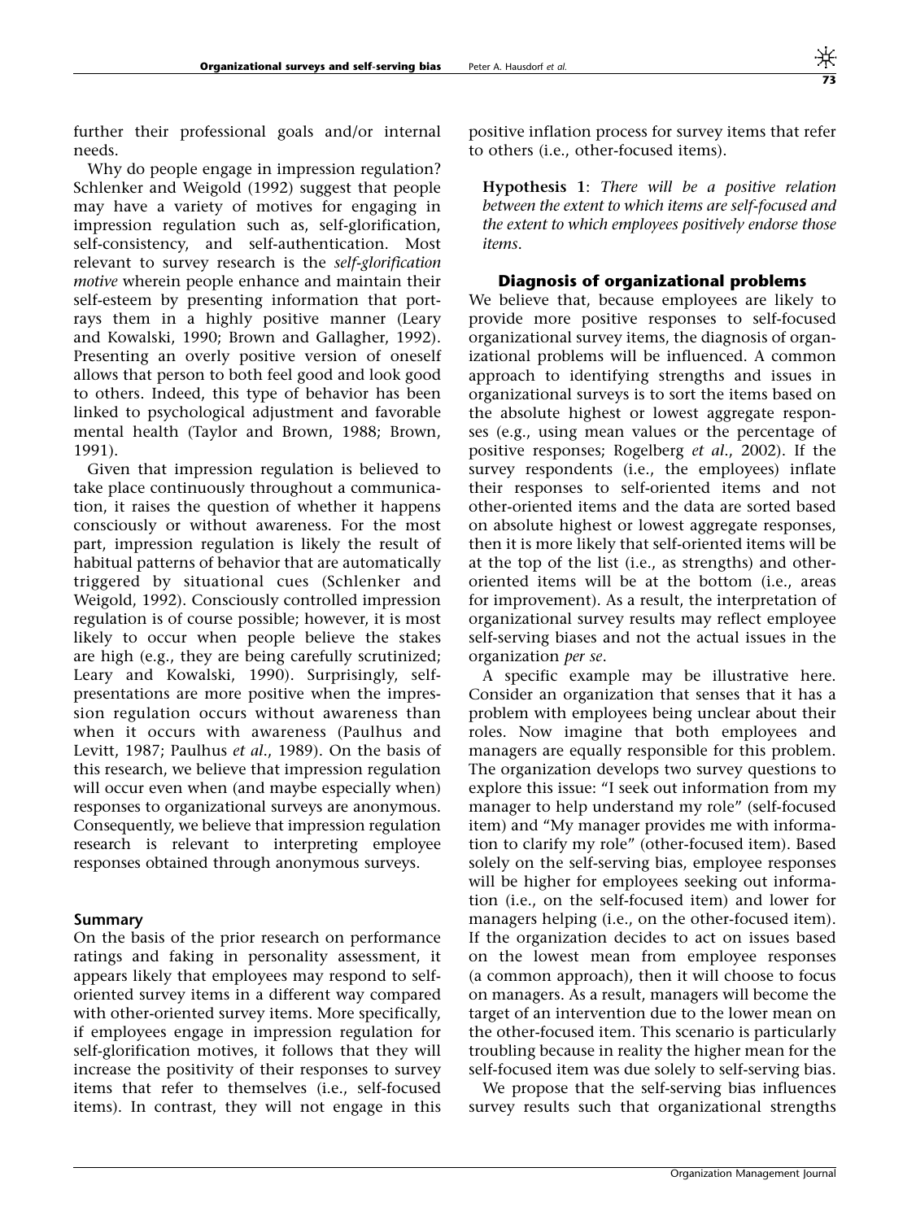further their professional goals and/or internal needs.

Why do people engage in impression regulation? Schlenker and Weigold (1992) suggest that people may have a variety of motives for engaging in impression regulation such as, self-glorification, self-consistency, and self-authentication. Most relevant to survey research is the *self-glorification motive* wherein people enhance and maintain their self-esteem by presenting information that portrays them in a highly positive manner (Leary and Kowalski, 1990; Brown and Gallagher, 1992). Presenting an overly positive version of oneself allows that person to both feel good and look good to others. Indeed, this type of behavior has been linked to psychological adjustment and favorable mental health (Taylor and Brown, 1988; Brown, 1991).

Given that impression regulation is believed to take place continuously throughout a communication, it raises the question of whether it happens consciously or without awareness. For the most part, impression regulation is likely the result of habitual patterns of behavior that are automatically triggered by situational cues (Schlenker and Weigold, 1992). Consciously controlled impression regulation is of course possible; however, it is most likely to occur when people believe the stakes are high (e.g., they are being carefully scrutinized; Leary and Kowalski, 1990). Surprisingly, self-presentations are more positive when the impression regulation occurs without awareness than when it occurs with awareness (Paulhus and Levitt, 1987; Paulhus *et al.*, 1989). On the basis of this research, we believe that impression regulation will occur even when (and maybe especially when) responses to organizational surveys are anonymous. Consequently, we believe that impression regulation research is relevant to interpreting employee responses obtained through anonymous surveys.

### Summary

On the basis of the prior research on performance ratings and faking in personality assessment, it appears likely that employees may respond to self-oriented survey items in a different way compared with other-oriented survey items. More specifically, if employees engage in impression regulation for self-glorification motives, it follows that they will increase the positivity of their responses to survey items that refer to themselves (i.e., self-focused items). In contrast, they will not engage in this positive inflation process for survey items that refer to others (i.e., other-focused items).

**Hypothesis 1**: *There will be a positive relation between the extent to which items are self-focused and the extent to which employees positively endorse those items.*

## Diagnosis of organizational problems

We believe that, because employees are likely to provide more positive responses to self-focused organizational survey items, the diagnosis of organizational problems will be influenced. A common approach to identifying strengths and issues in organizational surveys is to sort the items based on the absolute highest or lowest aggregate responses (e.g., using mean values or the percentage of positive responses; Rogelberg *et al.*, 2002). If the survey respondents (i.e., the employees) inflate their responses to self-oriented items and not other-oriented items and the data are sorted based on absolute highest or lowest aggregate responses, then it is more likely that self-oriented items will be at the top of the list (i.e., as strengths) and other-oriented items will be at the bottom (i.e., areas for improvement). As a result, the interpretation of organizational survey results may reflect employee self-serving biases and not the actual issues in the organization *per se*.

A specific example may be illustrative here. Consider an organization that senses that it has a problem with employees being unclear about their roles. Now imagine that both employees and managers are equally responsible for this problem. The organization develops two survey questions to explore this issue: "I seek out information from my manager to help understand my role" (self-focused item) and "My manager provides me with information to clarify my role" (other-focused item). Based solely on the self-serving bias, employee responses will be higher for employees seeking out information (i.e., on the self-focused item) and lower for managers helping (i.e., on the other-focused item). If the organization decides to act on issues based on the lowest mean from employee responses (a common approach), then it will choose to focus on managers. As a result, managers will become the target of an intervention due to the lower mean on the other-focused item. This scenario is particularly troubling because in reality the higher mean for the self-focused item was due solely to self-serving bias.

We propose that the self-serving bias influences survey results such that organizational strengths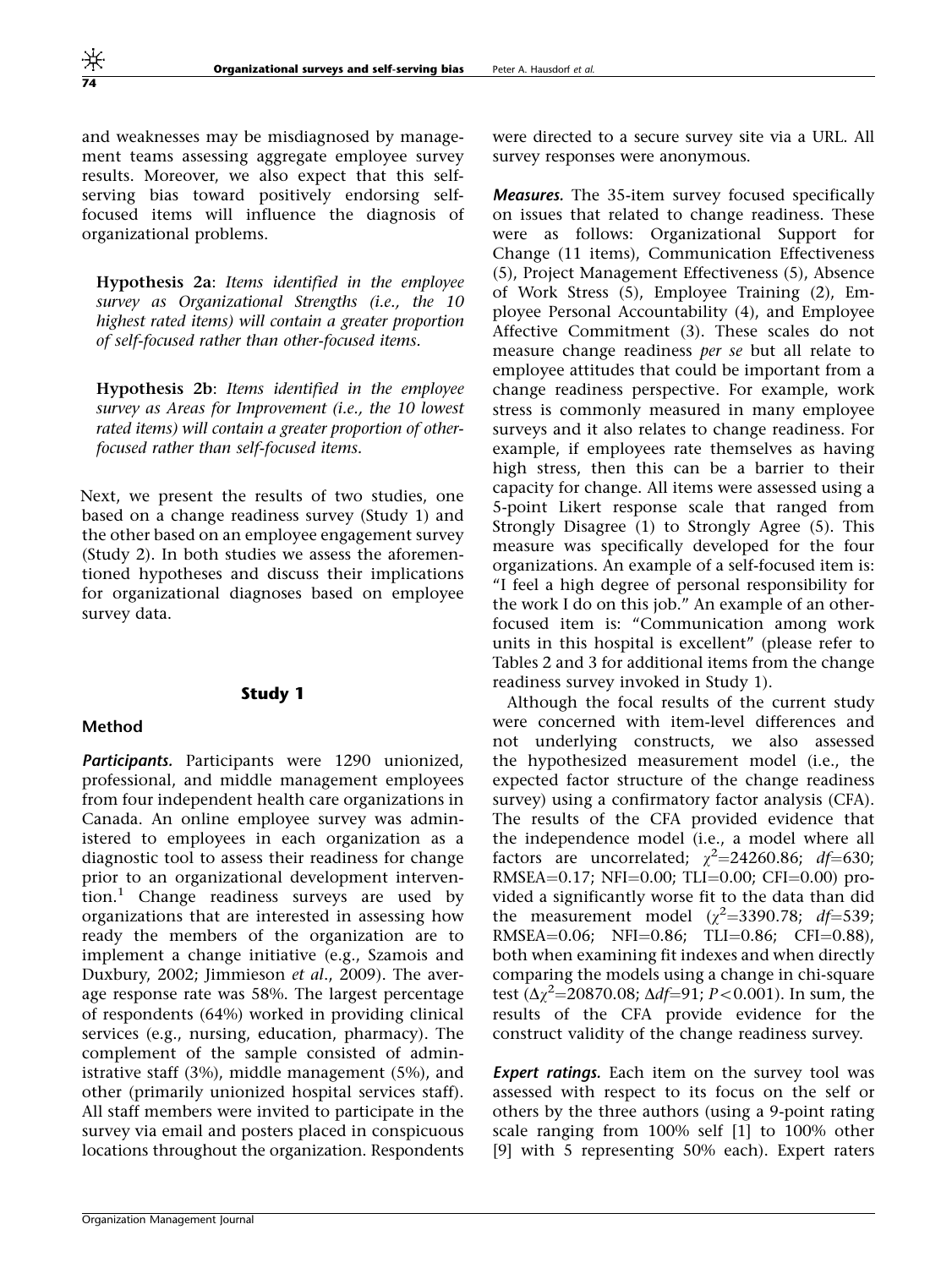and weaknesses may be misdiagnosed by management teams assessing aggregate employee survey results. Moreover, we also expect that this self-serving bias toward positively endorsing self-focused items will influence the diagnosis of organizational problems.

> **Hypothesis 2a**: *Items identified in the employee survey as Organizational Strengths (i.e., the 10 highest rated items) will contain a greater proportion of self-focused rather than other-focused items.*

> **Hypothesis 2b**: *Items identified in the employee survey as Areas for Improvement (i.e., the 10 lowest rated items) will contain a greater proportion of other-focused rather than self-focused items.*

Next, we present the results of two studies, one based on a change readiness survey (Study 1) and the other based on an employee engagement survey (Study 2). In both studies we assess the aforementioned hypotheses and discuss their implications for organizational diagnoses based on employee survey data.

## Study 1

### Method

***Participants.*** Participants were 1290 unionized, professional, and middle management employees from four independent health care organizations in Canada. An online employee survey was administered to employees in each organization as a diagnostic tool to assess their readiness for change prior to an organizational development intervention.[1] Change readiness surveys are used by organizations that are interested in assessing how ready the members of the organization are to implement a change initiative (e.g., Szamois and Duxbury, 2002; Jimmieson *et al*., 2009). The average response rate was 58%. The largest percentage of respondents (64%) worked in providing clinical services (e.g., nursing, education, pharmacy). The complement of the sample consisted of administrative staff (3%), middle management (5%), and other (primarily unionized hospital services staff). All staff members were invited to participate in the survey via email and posters placed in conspicuous locations throughout the organization. Respondents were directed to a secure survey site via a URL. All survey responses were anonymous.

***Measures.*** The 35-item survey focused specifically on issues that related to change readiness. These were as follows: Organizational Support for Change (11 items), Communication Effectiveness (5), Project Management Effectiveness (5), Absence of Work Stress (5), Employee Training (2), Employee Personal Accountability (4), and Employee Affective Commitment (3). These scales do not measure change readiness *per se* but all relate to employee attitudes that could be important from a change readiness perspective. For example, work stress is commonly measured in many employee surveys and it also relates to change readiness. For example, if employees rate themselves as having high stress, then this can be a barrier to their capacity for change. All items were assessed using a 5-point Likert response scale that ranged from Strongly Disagree (1) to Strongly Agree (5). This measure was specifically developed for the four organizations. An example of a self-focused item is: "I feel a high degree of personal responsibility for the work I do on this job." An example of an other-focused item is: "Communication among work units in this hospital is excellent" (please refer to Tables 2 and 3 for additional items from the change readiness survey invoked in Study 1).

Although the focal results of the current study were concerned with item-level differences and not underlying constructs, we also assessed the hypothesized measurement model (i.e., the expected factor structure of the change readiness survey) using a confirmatory factor analysis (CFA). The results of the CFA provided evidence that the independence model (i.e., a model where all factors are uncorrelated; $\chi^2$=24260.86; *df*=630; RMSEA=0.17; NFI=0.00; TLI=0.00; CFI=0.00) provided a significantly worse fit to the data than did the measurement model ($\chi^2$=3390.78; *df*=539; RMSEA=0.06; NFI=0.86; TLI=0.86; CFI=0.88), both when examining fit indexes and when directly comparing the models using a change in chi-square test ($\Delta\chi^2$=20870.08; $\Delta df$=91; $P<0.001$). In sum, the results of the CFA provide evidence for the construct validity of the change readiness survey.

***Expert ratings.*** Each item on the survey tool was assessed with respect to its focus on the self or others by the three authors (using a 9-point rating scale ranging from 100% self [1] to 100% other [9] with 5 representing 50% each). Expert raters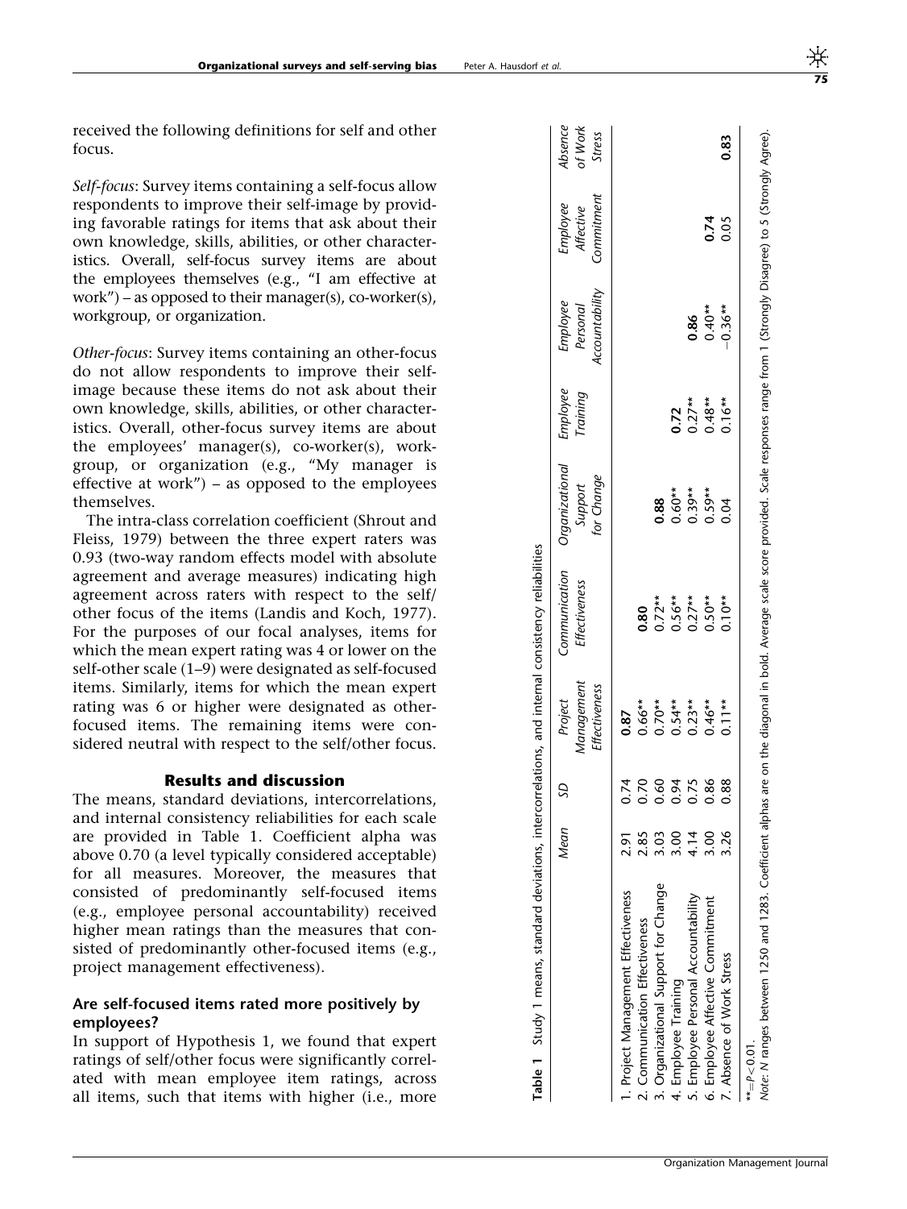received the following definitions for self and other focus.

*Self-focus*: Survey items containing a self-focus allow respondents to improve their self-image by providing favorable ratings for items that ask about their own knowledge, skills, abilities, or other characteristics. Overall, self-focus survey items are about the employees themselves (e.g., "I am effective at work") – as opposed to their manager(s), co-worker(s), workgroup, or organization.

*Other-focus*: Survey items containing an other-focus do not allow respondents to improve their self-image because these items do not ask about their own knowledge, skills, abilities, or other characteristics. Overall, other-focus survey items are about the employees' manager(s), co-worker(s), workgroup, or organization (e.g., "My manager is effective at work") – as opposed to the employees themselves.

The intra-class correlation coefficient (Shrout and Fleiss, 1979) between the three expert raters was 0.93 (two-way random effects model with absolute agreement and average measures) indicating high agreement across raters with respect to the self/other focus of the items (Landis and Koch, 1977). For the purposes of our focal analyses, items for which the mean expert rating was 4 or lower on the self-other scale (1–9) were designated as self-focused items. Similarly, items for which the mean expert rating was 6 or higher were designated as other-focused items. The remaining items were considered neutral with respect to the self/other focus.

**Table 1** Study 1 means, standard deviations, intercorrelations, and internal consistency reliabilities

| | Mean | SD | Project Management Effectiveness | Communication Effectiveness | Organizational Support for Change | Employee Training | Employee Personal Accountability | Employee Affective Commitment | Absence of Work Stress |
|---|---|---|---|---|---|---|---|---|---|
| 1. Project Management Effectiveness | 2.91 | 0.74 | **0.87** | | | | | | |
| 2. Communication Effectiveness | 2.85 | 0.70 | 0.66** | **0.80** | | | | | |
| 3. Organizational Support for Change | 3.03 | 0.60 | 0.70** | 0.72** | **0.88** | | | | |
| 4. Employee Training | 3.00 | 0.94 | 0.54** | 0.56** | 0.60** | **0.72** | | | |
| 5. Employee Personal Accountability | 4.14 | 0.75 | 0.23** | 0.27** | 0.39** | 0.27** | **0.86** | | |
| 6. Employee Affective Commitment | 3.00 | 0.86 | 0.46** | 0.50** | 0.59** | 0.48** | 0.40** | **0.74** | |
| 7. Absence of Work Stress | 3.26 | 0.88 | 0.11** | 0.10** | 0.04 | 0.16** | −0.36** | 0.05 | **0.83** |

**$=P<0.01$.
*Note*: $N$ ranges between 1250 and 1283. Coefficient alphas are on the diagonal in bold. Average scale score provided. Scale responses range from 1 (Strongly Disagree) to 5 (Strongly Agree).

## Results and discussion

The means, standard deviations, intercorrelations, and internal consistency reliabilities for each scale are provided in Table 1. Coefficient alpha was above 0.70 (a level typically considered acceptable) for all measures. Moreover, the measures that consisted of predominantly self-focused items (e.g., employee personal accountability) received higher mean ratings than the measures that consisted of predominantly other-focused items (e.g., project management effectiveness).

### Are self-focused items rated more positively by employees?

In support of Hypothesis 1, we found that expert ratings of self/other focus were significantly correlated with mean employee item ratings, across all items, such that items with higher (i.e., more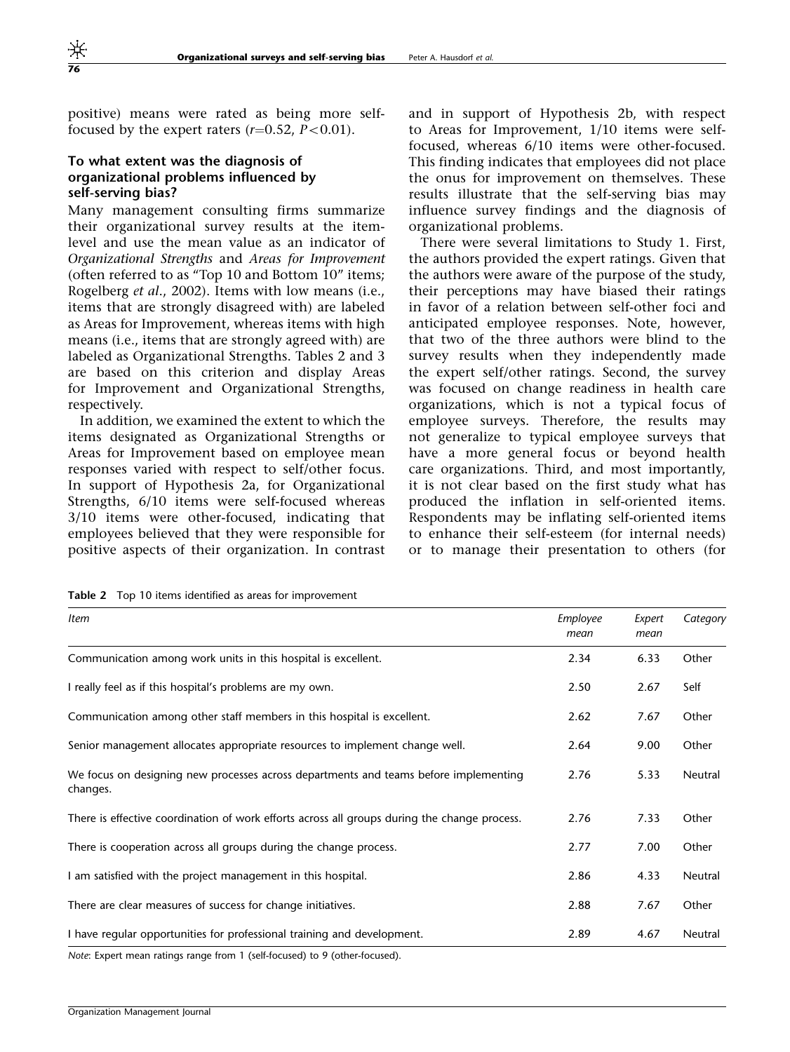positive) means were rated as being more self-focused by the expert raters ($r=0.52$, $P<0.01$).

### To what extent was the diagnosis of organizational problems influenced by self-serving bias?

Many management consulting firms summarize their organizational survey results at the item-level and use the mean value as an indicator of *Organizational Strengths* and *Areas for Improvement* (often referred to as "Top 10 and Bottom 10" items; Rogelberg *et al*., 2002). Items with low means (i.e., items that are strongly disagreed with) are labeled as Areas for Improvement, whereas items with high means (i.e., items that are strongly agreed with) are labeled as Organizational Strengths. Tables 2 and 3 are based on this criterion and display Areas for Improvement and Organizational Strengths, respectively.

In addition, we examined the extent to which the items designated as Organizational Strengths or Areas for Improvement based on employee mean responses varied with respect to self/other focus. In support of Hypothesis 2a, for Organizational Strengths, 6/10 items were self-focused whereas 3/10 items were other-focused, indicating that employees believed that they were responsible for positive aspects of their organization. In contrast and in support of Hypothesis 2b, with respect to Areas for Improvement, 1/10 items were self-focused, whereas 6/10 items were other-focused. This finding indicates that employees did not place the onus for improvement on themselves. These results illustrate that the self-serving bias may influence survey findings and the diagnosis of organizational problems.

There were several limitations to Study 1. First, the authors provided the expert ratings. Given that the authors were aware of the purpose of the study, their perceptions may have biased their ratings in favor of a relation between self-other foci and anticipated employee responses. Note, however, that two of the three authors were blind to the survey results when they independently made the expert self/other ratings. Second, the survey was focused on change readiness in health care organizations, which is not a typical focus of employee surveys. Therefore, the results may not generalize to typical employee surveys that have a more general focus or beyond health care organizations. Third, and most importantly, it is not clear based on the first study what has produced the inflation in self-oriented items. Respondents may be inflating self-oriented items to enhance their self-esteem (for internal needs) or to manage their presentation to others (for

**Table 2** Top 10 items identified as areas for improvement

| *Item* | *Employee mean* | *Expert mean* | *Category* |
|---|---|---|---|
| Communication among work units in this hospital is excellent. | 2.34 | 6.33 | Other |
| I really feel as if this hospital's problems are my own. | 2.50 | 2.67 | Self |
| Communication among other staff members in this hospital is excellent. | 2.62 | 7.67 | Other |
| Senior management allocates appropriate resources to implement change well. | 2.64 | 9.00 | Other |
| We focus on designing new processes across departments and teams before implementing changes. | 2.76 | 5.33 | Neutral |
| There is effective coordination of work efforts across all groups during the change process. | 2.76 | 7.33 | Other |
| There is cooperation across all groups during the change process. | 2.77 | 7.00 | Other |
| I am satisfied with the project management in this hospital. | 2.86 | 4.33 | Neutral |
| There are clear measures of success for change initiatives. | 2.88 | 7.67 | Other |
| I have regular opportunities for professional training and development. | 2.89 | 4.67 | Neutral |

*Note*: Expert mean ratings range from 1 (self-focused) to 9 (other-focused).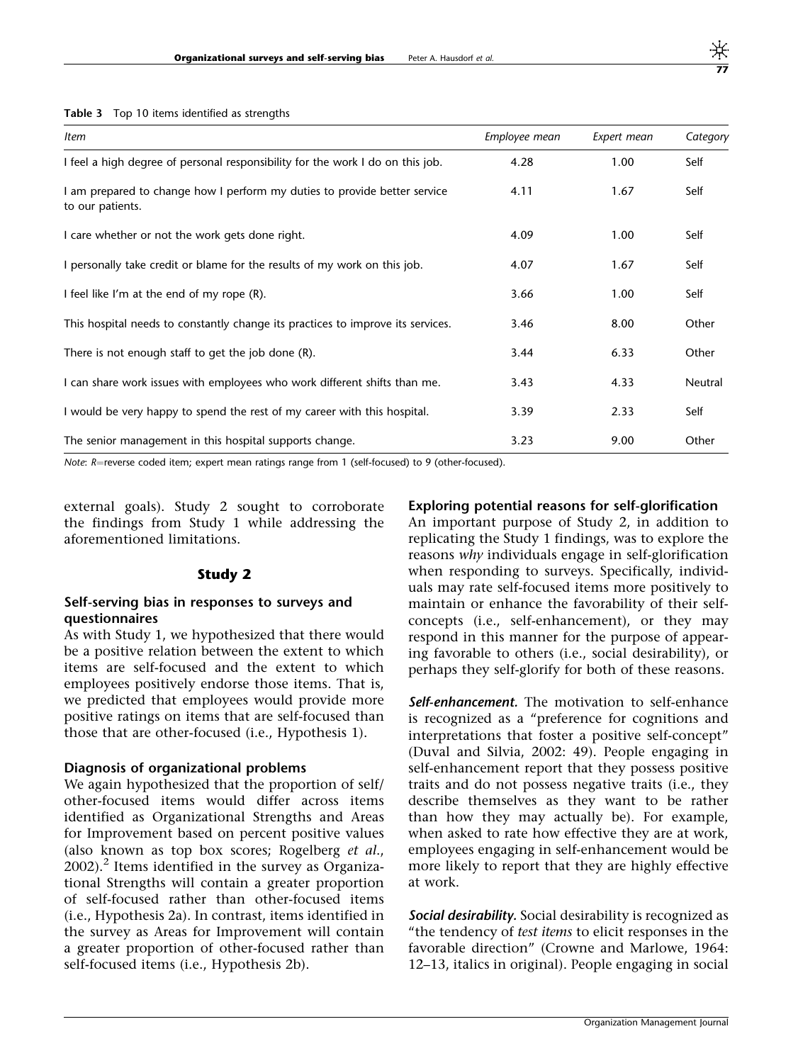**Table 3** Top 10 items identified as strengths

| *Item* | *Employee mean* | *Expert mean* | *Category* |
|---|---|---|---|
| I feel a high degree of personal responsibility for the work I do on this job. | 4.28 | 1.00 | Self |
| I am prepared to change how I perform my duties to provide better service to our patients. | 4.11 | 1.67 | Self |
| I care whether or not the work gets done right. | 4.09 | 1.00 | Self |
| I personally take credit or blame for the results of my work on this job. | 4.07 | 1.67 | Self |
| I feel like I'm at the end of my rope (R). | 3.66 | 1.00 | Self |
| This hospital needs to constantly change its practices to improve its services. | 3.46 | 8.00 | Other |
| There is not enough staff to get the job done (R). | 3.44 | 6.33 | Other |
| I can share work issues with employees who work different shifts than me. | 3.43 | 4.33 | Neutral |
| I would be very happy to spend the rest of my career with this hospital. | 3.39 | 2.33 | Self |
| The senior management in this hospital supports change. | 3.23 | 9.00 | Other |

*Note*: *R*=reverse coded item; expert mean ratings range from 1 (self-focused) to 9 (other-focused).

external goals). Study 2 sought to corroborate the findings from Study 1 while addressing the aforementioned limitations.

## Study 2

### Self-serving bias in responses to surveys and questionnaires

As with Study 1, we hypothesized that there would be a positive relation between the extent to which items are self-focused and the extent to which employees positively endorse those items. That is, we predicted that employees would provide more positive ratings on items that are self-focused than those that are other-focused (i.e., Hypothesis 1).

### Diagnosis of organizational problems

We again hypothesized that the proportion of self/other-focused items would differ across items identified as Organizational Strengths and Areas for Improvement based on percent positive values (also known as top box scores; Rogelberg *et al.*, 2002).[2] Items identified in the survey as Organizational Strengths will contain a greater proportion of self-focused rather than other-focused items (i.e., Hypothesis 2a). In contrast, items identified in the survey as Areas for Improvement will contain a greater proportion of other-focused rather than self-focused items (i.e., Hypothesis 2b).

### Exploring potential reasons for self-glorification

An important purpose of Study 2, in addition to replicating the Study 1 findings, was to explore the reasons *why* individuals engage in self-glorification when responding to surveys. Specifically, individuals may rate self-focused items more positively to maintain or enhance the favorability of their self-concepts (i.e., self-enhancement), or they may respond in this manner for the purpose of appearing favorable to others (i.e., social desirability), or perhaps they self-glorify for both of these reasons.

***Self-enhancement.*** The motivation to self-enhance is recognized as a "preference for cognitions and interpretations that foster a positive self-concept" (Duval and Silvia, 2002: 49). People engaging in self-enhancement report that they possess positive traits and do not possess negative traits (i.e., they describe themselves as they want to be rather than how they may actually be). For example, when asked to rate how effective they are at work, employees engaging in self-enhancement would be more likely to report that they are highly effective at work.

***Social desirability.*** Social desirability is recognized as "the tendency of *test items* to elicit responses in the favorable direction" (Crowne and Marlowe, 1964: 12–13, italics in original). People engaging in social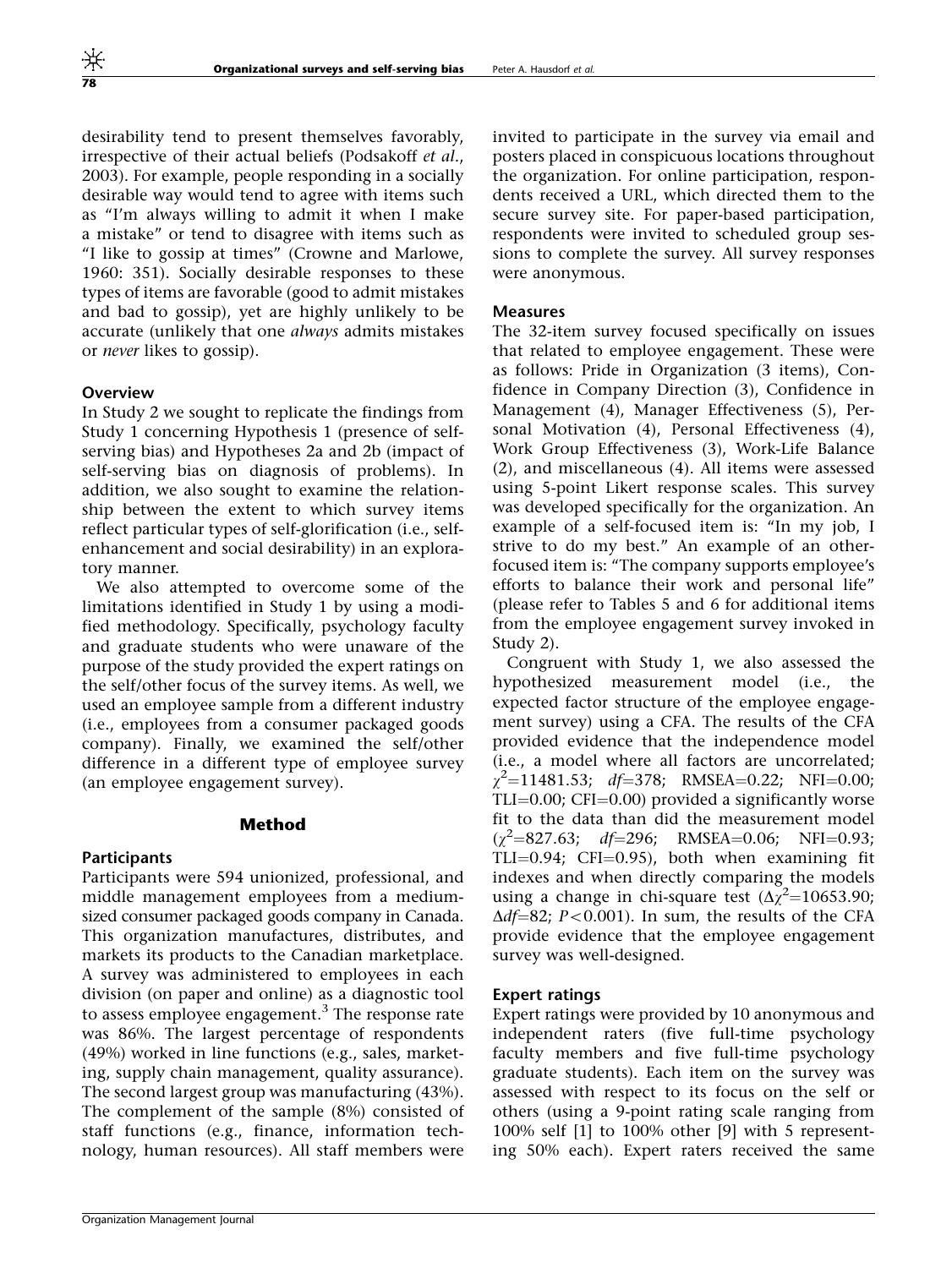desirability tend to present themselves favorably, irrespective of their actual beliefs (Podsakoff *et al.*, 2003). For example, people responding in a socially desirable way would tend to agree with items such as "I'm always willing to admit it when I make a mistake" or tend to disagree with items such as "I like to gossip at times" (Crowne and Marlowe, 1960: 351). Socially desirable responses to these types of items are favorable (good to admit mistakes and bad to gossip), yet are highly unlikely to be accurate (unlikely that one *always* admits mistakes or *never* likes to gossip).

### Overview

In Study 2 we sought to replicate the findings from Study 1 concerning Hypothesis 1 (presence of self-serving bias) and Hypotheses 2a and 2b (impact of self-serving bias on diagnosis of problems). In addition, we also sought to examine the relationship between the extent to which survey items reflect particular types of self-glorification (i.e., self-enhancement and social desirability) in an exploratory manner.

We also attempted to overcome some of the limitations identified in Study 1 by using a modified methodology. Specifically, psychology faculty and graduate students who were unaware of the purpose of the study provided the expert ratings on the self/other focus of the survey items. As well, we used an employee sample from a different industry (i.e., employees from a consumer packaged goods company). Finally, we examined the self/other difference in a different type of employee survey (an employee engagement survey).

## Method

### Participants

Participants were 594 unionized, professional, and middle management employees from a medium-sized consumer packaged goods company in Canada. This organization manufactures, distributes, and markets its products to the Canadian marketplace. A survey was administered to employees in each division (on paper and online) as a diagnostic tool to assess employee engagement.[3] The response rate was 86%. The largest percentage of respondents (49%) worked in line functions (e.g., sales, marketing, supply chain management, quality assurance). The second largest group was manufacturing (43%). The complement of the sample (8%) consisted of staff functions (e.g., finance, information technology, human resources). All staff members were invited to participate in the survey via email and posters placed in conspicuous locations throughout the organization. For online participation, respondents received a URL, which directed them to the secure survey site. For paper-based participation, respondents were invited to scheduled group sessions to complete the survey. All survey responses were anonymous.

### Measures

The 32-item survey focused specifically on issues that related to employee engagement. These were as follows: Pride in Organization (3 items), Confidence in Company Direction (3), Confidence in Management (4), Manager Effectiveness (5), Personal Motivation (4), Personal Effectiveness (4), Work Group Effectiveness (3), Work-Life Balance (2), and miscellaneous (4). All items were assessed using 5-point Likert response scales. This survey was developed specifically for the organization. An example of a self-focused item is: "In my job, I strive to do my best." An example of an other-focused item is: "The company supports employee's efforts to balance their work and personal life" (please refer to Tables 5 and 6 for additional items from the employee engagement survey invoked in Study 2).

Congruent with Study 1, we also assessed the hypothesized measurement model (i.e., the expected factor structure of the employee engagement survey) using a CFA. The results of the CFA provided evidence that the independence model (i.e., a model where all factors are uncorrelated; $\chi^2$=11481.53; $df$=378; RMSEA=0.22; NFI=0.00; TLI=0.00; CFI=0.00) provided a significantly worse fit to the data than did the measurement model ($\chi^2$=827.63; $df$=296; RMSEA=0.06; NFI=0.93; TLI=0.94; CFI=0.95), both when examining fit indexes and when directly comparing the models using a change in chi-square test ($\Delta\chi^2$=10653.90; $\Delta df$=82; $P$<0.001). In sum, the results of the CFA provide evidence that the employee engagement survey was well-designed.

### Expert ratings

Expert ratings were provided by 10 anonymous and independent raters (five full-time psychology faculty members and five full-time psychology graduate students). Each item on the survey was assessed with respect to its focus on the self or others (using a 9-point rating scale ranging from 100% self [1] to 100% other [9] with 5 representing 50% each). Expert raters received the same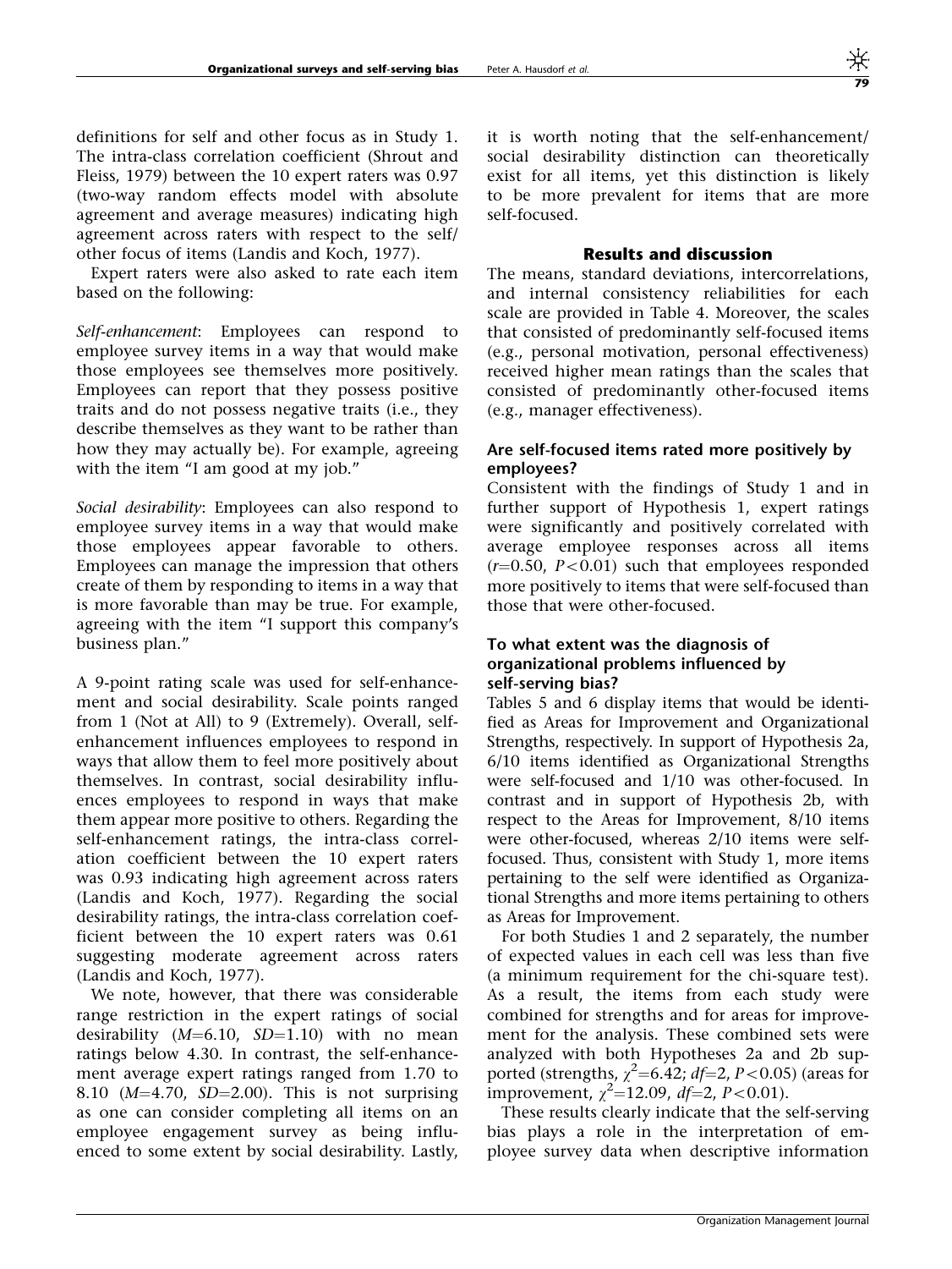definitions for self and other focus as in Study 1. The intra-class correlation coefficient (Shrout and Fleiss, 1979) between the 10 expert raters was 0.97 (two-way random effects model with absolute agreement and average measures) indicating high agreement across raters with respect to the self/other focus of items (Landis and Koch, 1977).

Expert raters were also asked to rate each item based on the following:

*Self-enhancement*: Employees can respond to employee survey items in a way that would make those employees see themselves more positively. Employees can report that they possess positive traits and do not possess negative traits (i.e., they describe themselves as they want to be rather than how they may actually be). For example, agreeing with the item "I am good at my job."

*Social desirability*: Employees can also respond to employee survey items in a way that would make those employees appear favorable to others. Employees can manage the impression that others create of them by responding to items in a way that is more favorable than may be true. For example, agreeing with the item "I support this company's business plan."

A 9-point rating scale was used for self-enhancement and social desirability. Scale points ranged from 1 (Not at All) to 9 (Extremely). Overall, self-enhancement influences employees to respond in ways that allow them to feel more positively about themselves. In contrast, social desirability influences employees to respond in ways that make them appear more positive to others. Regarding the self-enhancement ratings, the intra-class correlation coefficient between the 10 expert raters was 0.93 indicating high agreement across raters (Landis and Koch, 1977). Regarding the social desirability ratings, the intra-class correlation coefficient between the 10 expert raters was 0.61 suggesting moderate agreement across raters (Landis and Koch, 1977).

We note, however, that there was considerable range restriction in the expert ratings of social desirability ($M$=6.10, $SD$=1.10) with no mean ratings below 4.30. In contrast, the self-enhancement average expert ratings ranged from 1.70 to 8.10 ($M$=4.70, $SD$=2.00). This is not surprising as one can consider completing all items on an employee engagement survey as being influenced to some extent by social desirability. Lastly, it is worth noting that the self-enhancement/social desirability distinction can theoretically exist for all items, yet this distinction is likely to be more prevalent for items that are more self-focused.

## Results and discussion

The means, standard deviations, intercorrelations, and internal consistency reliabilities for each scale are provided in Table 4. Moreover, the scales that consisted of predominantly self-focused items (e.g., personal motivation, personal effectiveness) received higher mean ratings than the scales that consisted of predominantly other-focused items (e.g., manager effectiveness).

### Are self-focused items rated more positively by employees?

Consistent with the findings of Study 1 and in further support of Hypothesis 1, expert ratings were significantly and positively correlated with average employee responses across all items ($r$=0.50, $P<0.01$) such that employees responded more positively to items that were self-focused than those that were other-focused.

### To what extent was the diagnosis of organizational problems influenced by self-serving bias?

Tables 5 and 6 display items that would be identified as Areas for Improvement and Organizational Strengths, respectively. In support of Hypothesis 2a, 6/10 items identified as Organizational Strengths were self-focused and 1/10 was other-focused. In contrast and in support of Hypothesis 2b, with respect to the Areas for Improvement, 8/10 items were other-focused, whereas 2/10 items were self-focused. Thus, consistent with Study 1, more items pertaining to the self were identified as Organizational Strengths and more items pertaining to others as Areas for Improvement.

For both Studies 1 and 2 separately, the number of expected values in each cell was less than five (a minimum requirement for the chi-square test). As a result, the items from each study were combined for strengths and for areas for improvement for the analysis. These combined sets were analyzed with both Hypotheses 2a and 2b supported (strengths, $\chi^2$=6.42; $df$=2, $P<0.05$) (areas for improvement, $\chi^2$=12.09, $df$=2, $P<0.01$).

These results clearly indicate that the self-serving bias plays a role in the interpretation of employee survey data when descriptive information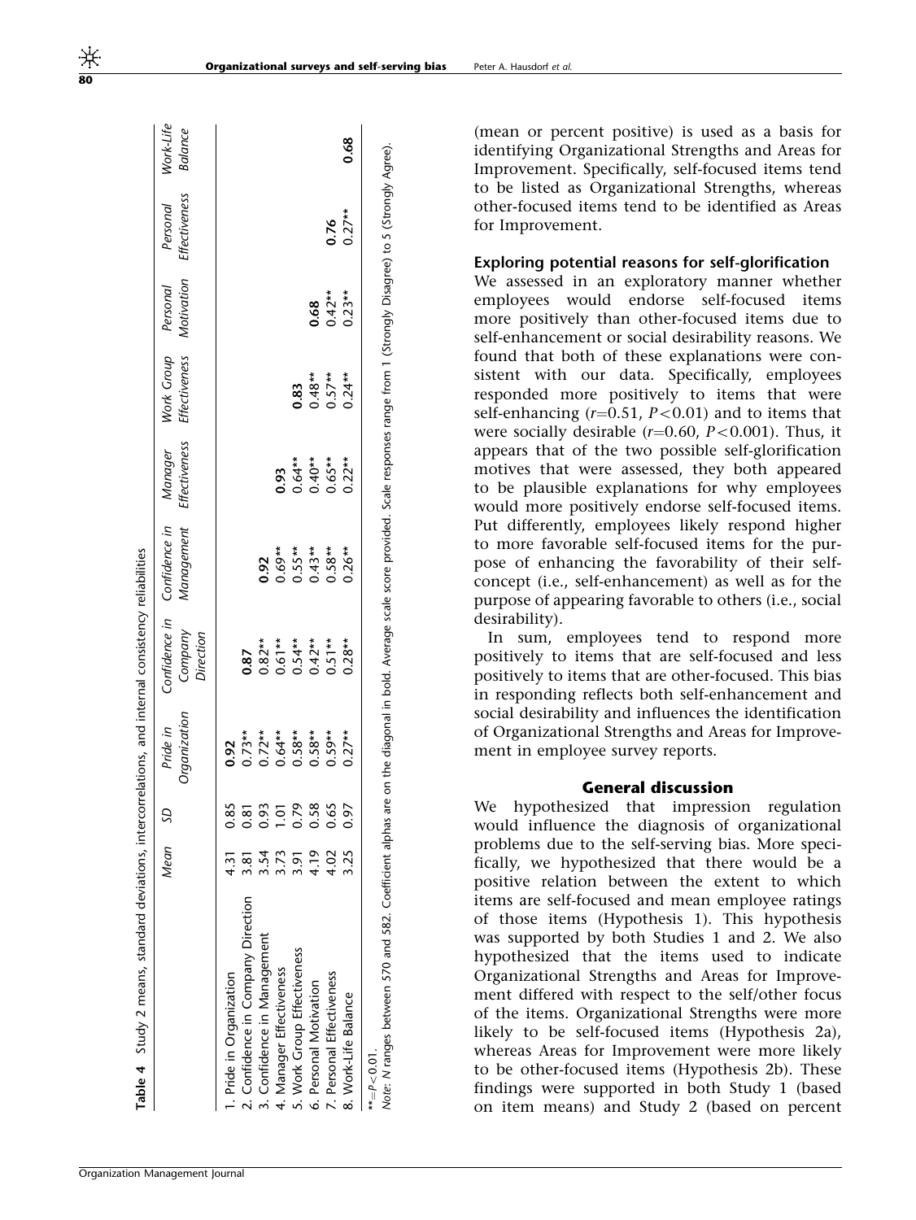**Table 4** Study 2 means, standard deviations, intercorrelations, and internal consistency reliabilities

| | Mean | SD | Pride in Organization | Confidence in Company Direction | Confidence in Management | Manager Effectiveness | Work Group Effectiveness | Personal Motivation | Personal Effectiveness | Work-Life Balance |
|---|---|---|---|---|---|---|---|---|---|---|
| 1. Pride in Organization | 4.31 | 0.85 | **0.92** | | | | | | | |
| 2. Confidence in Company Direction | 3.81 | 0.81 | 0.73** | **0.87** | | | | | | |
| 3. Confidence in Management | 3.54 | 0.93 | 0.72** | 0.82** | **0.92** | | | | | |
| 4. Manager Effectiveness | 3.73 | 1.01 | 0.64** | 0.61** | 0.69** | **0.93** | | | | |
| 5. Work Group Effectiveness | 3.91 | 0.79 | 0.58** | 0.54** | 0.55** | 0.64** | **0.83** | | | |
| 6. Personal Motivation | 4.19 | 0.58 | 0.58** | 0.42** | 0.43** | 0.40** | 0.48** | **0.68** | | |
| 7. Personal Effectiveness | 4.02 | 0.65 | 0.59** | 0.51** | 0.58** | 0.65** | 0.57** | 0.42** | **0.76** | |
| 8. Work-Life Balance | 3.25 | 0.97 | 0.27** | 0.28** | 0.26** | 0.22** | 0.24** | 0.23** | 0.27** | **0.68** |

** = $P < 0.01$.

*Note*: *N* ranges between 570 and 582. Coefficient alphas are on the diagonal in bold. Average scale score provided. Scale responses range from 1 (Strongly Disagree) to 5 (Strongly Agree).

(mean or percent positive) is used as a basis for identifying Organizational Strengths and Areas for Improvement. Specifically, self-focused items tend to be listed as Organizational Strengths, whereas other-focused items tend to be identified as Areas for Improvement.

### Exploring potential reasons for self-glorification

We assessed in an exploratory manner whether employees would endorse self-focused items more positively than other-focused items due to self-enhancement or social desirability reasons. We found that both of these explanations were consistent with our data. Specifically, employees responded more positively to items that were self-enhancing ($r = 0.51$, $P < 0.01$) and to items that were socially desirable ($r = 0.60$, $P < 0.001$). Thus, it appears that of the two possible self-glorification motives that were assessed, they both appeared to be plausible explanations for why employees would more positively endorse self-focused items. Put differently, employees likely respond higher to more favorable self-focused items for the purpose of enhancing the favorability of their self-concept (i.e., self-enhancement) as well as for the purpose of appearing favorable to others (i.e., social desirability).

In sum, employees tend to respond more positively to items that are self-focused and less positively to items that are other-focused. This bias in responding reflects both self-enhancement and social desirability and influences the identification of Organizational Strengths and Areas for Improvement in employee survey reports.

## General discussion

We hypothesized that impression regulation would influence the diagnosis of organizational problems due to the self-serving bias. More specifically, we hypothesized that there would be a positive relation between the extent to which items are self-focused and mean employee ratings of those items (Hypothesis 1). This hypothesis was supported by both Studies 1 and 2. We also hypothesized that the items used to indicate Organizational Strengths and Areas for Improvement differed with respect to the self/other focus of the items. Organizational Strengths were more likely to be self-focused items (Hypothesis 2a), whereas Areas for Improvement were more likely to be other-focused items (Hypothesis 2b). These findings were supported in both Study 1 (based on item means) and Study 2 (based on percent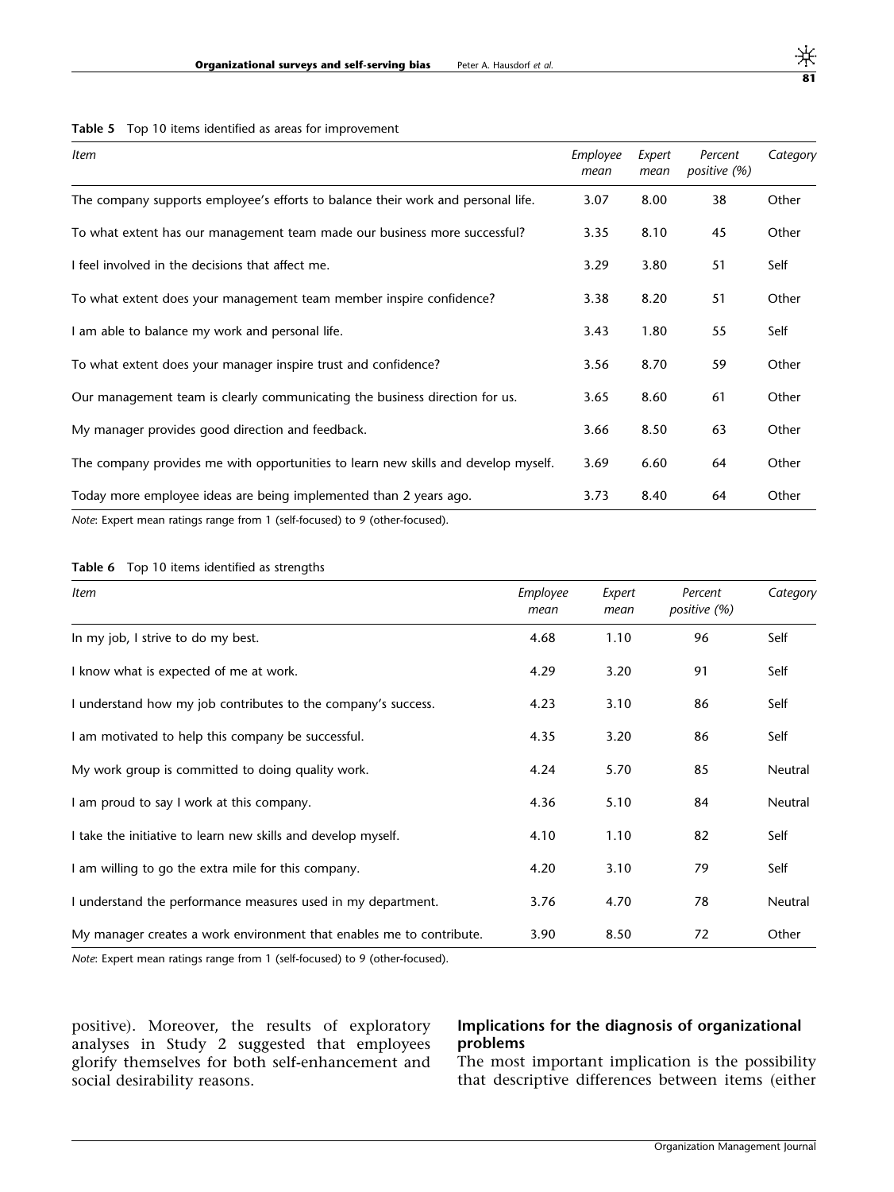**Table 5** Top 10 items identified as areas for improvement

| *Item* | *Employee mean* | *Expert mean* | *Percent positive (%)* | *Category* |
|---|---|---|---|---|
| The company supports employee's efforts to balance their work and personal life. | 3.07 | 8.00 | 38 | Other |
| To what extent has our management team made our business more successful? | 3.35 | 8.10 | 45 | Other |
| I feel involved in the decisions that affect me. | 3.29 | 3.80 | 51 | Self |
| To what extent does your management team member inspire confidence? | 3.38 | 8.20 | 51 | Other |
| I am able to balance my work and personal life. | 3.43 | 1.80 | 55 | Self |
| To what extent does your manager inspire trust and confidence? | 3.56 | 8.70 | 59 | Other |
| Our management team is clearly communicating the business direction for us. | 3.65 | 8.60 | 61 | Other |
| My manager provides good direction and feedback. | 3.66 | 8.50 | 63 | Other |
| The company provides me with opportunities to learn new skills and develop myself. | 3.69 | 6.60 | 64 | Other |
| Today more employee ideas are being implemented than 2 years ago. | 3.73 | 8.40 | 64 | Other |

*Note*: Expert mean ratings range from 1 (self-focused) to 9 (other-focused).

**Table 6** Top 10 items identified as strengths

| *Item* | *Employee mean* | *Expert mean* | *Percent positive (%)* | *Category* |
|---|---|---|---|---|
| In my job, I strive to do my best. | 4.68 | 1.10 | 96 | Self |
| I know what is expected of me at work. | 4.29 | 3.20 | 91 | Self |
| I understand how my job contributes to the company's success. | 4.23 | 3.10 | 86 | Self |
| I am motivated to help this company be successful. | 4.35 | 3.20 | 86 | Self |
| My work group is committed to doing quality work. | 4.24 | 5.70 | 85 | Neutral |
| I am proud to say I work at this company. | 4.36 | 5.10 | 84 | Neutral |
| I take the initiative to learn new skills and develop myself. | 4.10 | 1.10 | 82 | Self |
| I am willing to go the extra mile for this company. | 4.20 | 3.10 | 79 | Self |
| I understand the performance measures used in my department. | 3.76 | 4.70 | 78 | Neutral |
| My manager creates a work environment that enables me to contribute. | 3.90 | 8.50 | 72 | Other |

*Note*: Expert mean ratings range from 1 (self-focused) to 9 (other-focused).

positive). Moreover, the results of exploratory analyses in Study 2 suggested that employees glorify themselves for both self-enhancement and social desirability reasons.

### Implications for the diagnosis of organizational problems

The most important implication is the possibility that descriptive differences between items (either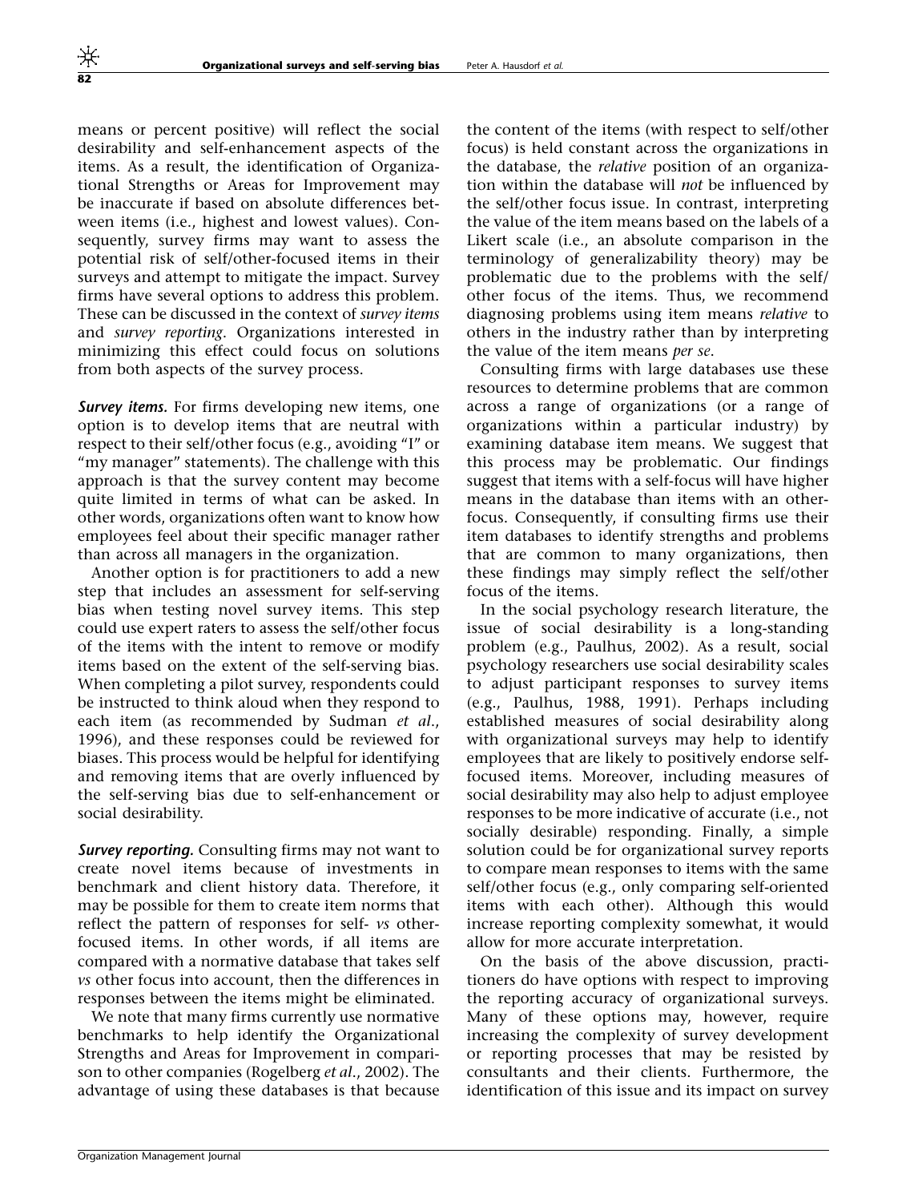means or percent positive) will reflect the social desirability and self-enhancement aspects of the items. As a result, the identification of Organizational Strengths or Areas for Improvement may be inaccurate if based on absolute differences between items (i.e., highest and lowest values). Consequently, survey firms may want to assess the potential risk of self/other-focused items in their surveys and attempt to mitigate the impact. Survey firms have several options to address this problem. These can be discussed in the context of *survey items* and *survey reporting*. Organizations interested in minimizing this effect could focus on solutions from both aspects of the survey process.

***Survey items.*** For firms developing new items, one option is to develop items that are neutral with respect to their self/other focus (e.g., avoiding "I" or "my manager" statements). The challenge with this approach is that the survey content may become quite limited in terms of what can be asked. In other words, organizations often want to know how employees feel about their specific manager rather than across all managers in the organization.

Another option is for practitioners to add a new step that includes an assessment for self-serving bias when testing novel survey items. This step could use expert raters to assess the self/other focus of the items with the intent to remove or modify items based on the extent of the self-serving bias. When completing a pilot survey, respondents could be instructed to think aloud when they respond to each item (as recommended by Sudman *et al*., 1996), and these responses could be reviewed for biases. This process would be helpful for identifying and removing items that are overly influenced by the self-serving bias due to self-enhancement or social desirability.

***Survey reporting.*** Consulting firms may not want to create novel items because of investments in benchmark and client history data. Therefore, it may be possible for them to create item norms that reflect the pattern of responses for self- *vs* other-focused items. In other words, if all items are compared with a normative database that takes self *vs* other focus into account, then the differences in responses between the items might be eliminated.

We note that many firms currently use normative benchmarks to help identify the Organizational Strengths and Areas for Improvement in comparison to other companies (Rogelberg *et al*., 2002). The advantage of using these databases is that because the content of the items (with respect to self/other focus) is held constant across the organizations in the database, the *relative* position of an organization within the database will *not* be influenced by the self/other focus issue. In contrast, interpreting the value of the item means based on the labels of a Likert scale (i.e., an absolute comparison in the terminology of generalizability theory) may be problematic due to the problems with the self/other focus of the items. Thus, we recommend diagnosing problems using item means *relative* to others in the industry rather than by interpreting the value of the item means *per se*.

Consulting firms with large databases use these resources to determine problems that are common across a range of organizations (or a range of organizations within a particular industry) by examining database item means. We suggest that this process may be problematic. Our findings suggest that items with a self-focus will have higher means in the database than items with an other-focus. Consequently, if consulting firms use their item databases to identify strengths and problems that are common to many organizations, then these findings may simply reflect the self/other focus of the items.

In the social psychology research literature, the issue of social desirability is a long-standing problem (e.g., Paulhus, 2002). As a result, social psychology researchers use social desirability scales to adjust participant responses to survey items (e.g., Paulhus, 1988, 1991). Perhaps including established measures of social desirability along with organizational surveys may help to identify employees that are likely to positively endorse self-focused items. Moreover, including measures of social desirability may also help to adjust employee responses to be more indicative of accurate (i.e., not socially desirable) responding. Finally, a simple solution could be for organizational survey reports to compare mean responses to items with the same self/other focus (e.g., only comparing self-oriented items with each other). Although this would increase reporting complexity somewhat, it would allow for more accurate interpretation.

On the basis of the above discussion, practitioners do have options with respect to improving the reporting accuracy of organizational surveys. Many of these options may, however, require increasing the complexity of survey development or reporting processes that may be resisted by consultants and their clients. Furthermore, the identification of this issue and its impact on survey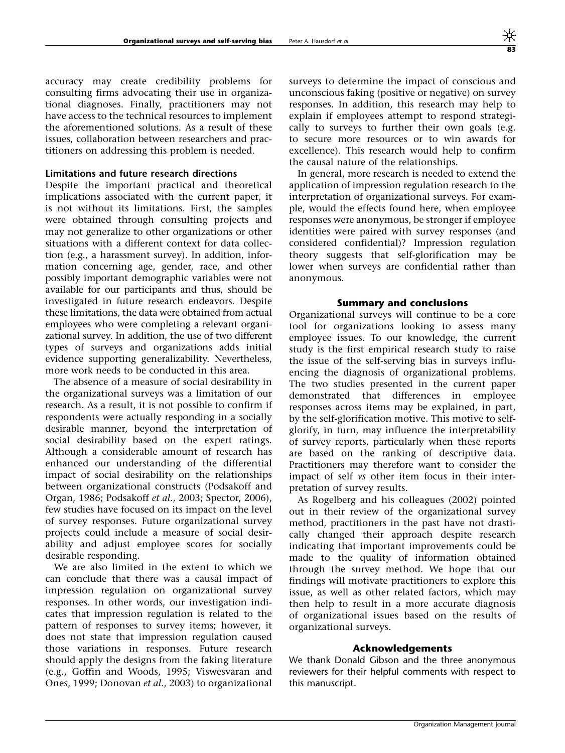accuracy may create credibility problems for consulting firms advocating their use in organizational diagnoses. Finally, practitioners may not have access to the technical resources to implement the aforementioned solutions. As a result of these issues, collaboration between researchers and practitioners on addressing this problem is needed.

### Limitations and future research directions

Despite the important practical and theoretical implications associated with the current paper, it is not without its limitations. First, the samples were obtained through consulting projects and may not generalize to other organizations or other situations with a different context for data collection (e.g., a harassment survey). In addition, information concerning age, gender, race, and other possibly important demographic variables were not available for our participants and thus, should be investigated in future research endeavors. Despite these limitations, the data were obtained from actual employees who were completing a relevant organizational survey. In addition, the use of two different types of surveys and organizations adds initial evidence supporting generalizability. Nevertheless, more work needs to be conducted in this area.

The absence of a measure of social desirability in the organizational surveys was a limitation of our research. As a result, it is not possible to confirm if respondents were actually responding in a socially desirable manner, beyond the interpretation of social desirability based on the expert ratings. Although a considerable amount of research has enhanced our understanding of the differential impact of social desirability on the relationships between organizational constructs (Podsakoff and Organ, 1986; Podsakoff *et al*., 2003; Spector, 2006), few studies have focused on its impact on the level of survey responses. Future organizational survey projects could include a measure of social desirability and adjust employee scores for socially desirable responding.

We are also limited in the extent to which we can conclude that there was a causal impact of impression regulation on organizational survey responses. In other words, our investigation indicates that impression regulation is related to the pattern of responses to survey items; however, it does not state that impression regulation caused those variations in responses. Future research should apply the designs from the faking literature (e.g., Goffin and Woods, 1995; Viswesvaran and Ones, 1999; Donovan *et al*., 2003) to organizational surveys to determine the impact of conscious and unconscious faking (positive or negative) on survey responses. In addition, this research may help to explain if employees attempt to respond strategically to surveys to further their own goals (e.g. to secure more resources or to win awards for excellence). This research would help to confirm the causal nature of the relationships.

In general, more research is needed to extend the application of impression regulation research to the interpretation of organizational surveys. For example, would the effects found here, when employee responses were anonymous, be stronger if employee identities were paired with survey responses (and considered confidential)? Impression regulation theory suggests that self-glorification may be lower when surveys are confidential rather than anonymous.

## Summary and conclusions

Organizational surveys will continue to be a core tool for organizations looking to assess many employee issues. To our knowledge, the current study is the first empirical research study to raise the issue of the self-serving bias in surveys influencing the diagnosis of organizational problems. The two studies presented in the current paper demonstrated that differences in employee responses across items may be explained, in part, by the self-glorification motive. This motive to self-glorify, in turn, may influence the interpretability of survey reports, particularly when these reports are based on the ranking of descriptive data. Practitioners may therefore want to consider the impact of self *vs* other item focus in their interpretation of survey results.

As Rogelberg and his colleagues (2002) pointed out in their review of the organizational survey method, practitioners in the past have not drastically changed their approach despite research indicating that important improvements could be made to the quality of information obtained through the survey method. We hope that our findings will motivate practitioners to explore this issue, as well as other related factors, which may then help to result in a more accurate diagnosis of organizational issues based on the results of organizational surveys.

## Acknowledgements

We thank Donald Gibson and the three anonymous reviewers for their helpful comments with respect to this manuscript.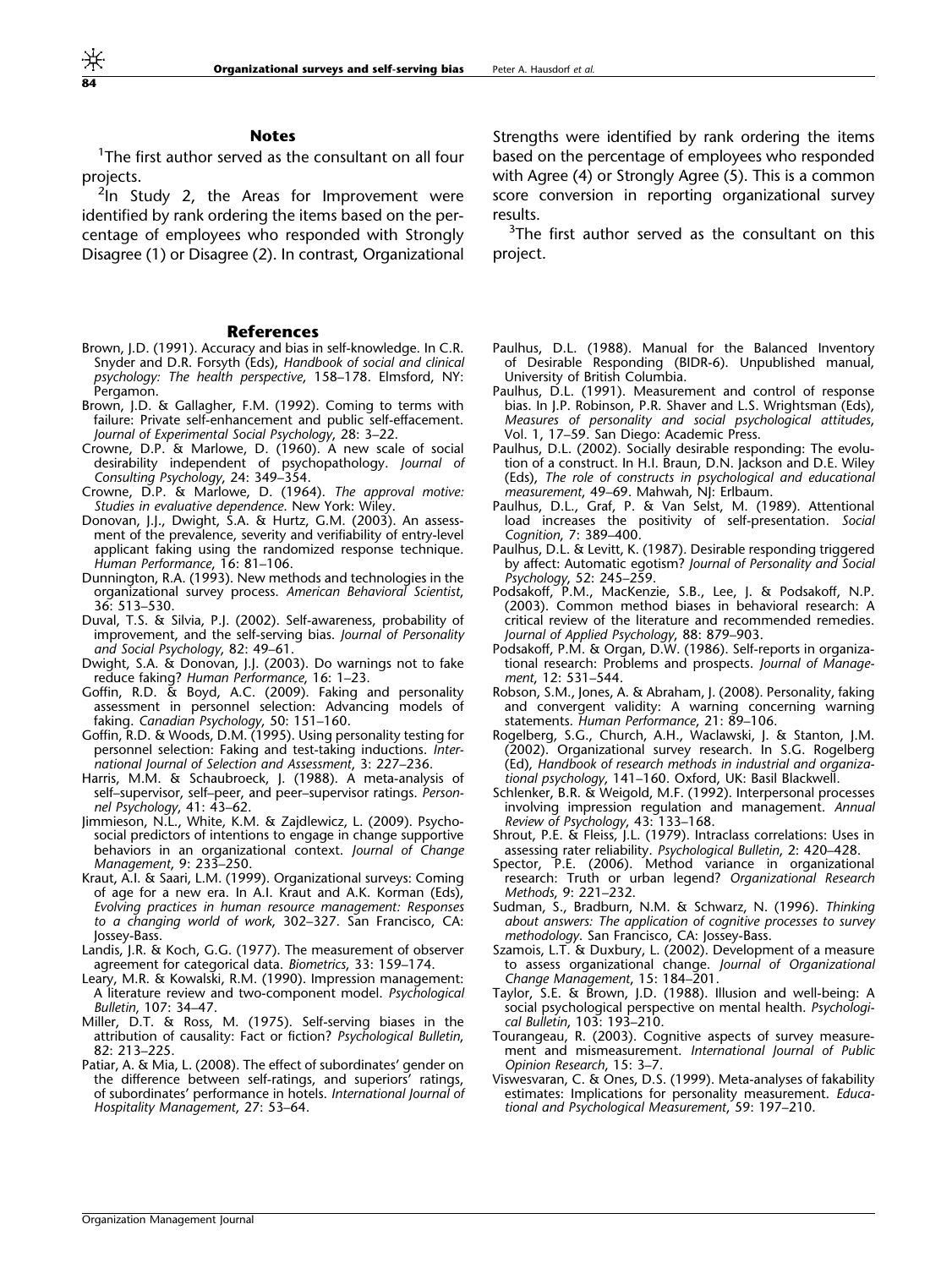## Notes

[1]The first author served as the consultant on all four projects.

[2]In Study 2, the Areas for Improvement were identified by rank ordering the items based on the percentage of employees who responded with Strongly Disagree (1) or Disagree (2). In contrast, Organizational Strengths were identified by rank ordering the items based on the percentage of employees who responded with Agree (4) or Strongly Agree (5). This is a common score conversion in reporting organizational survey results.

[3]The first author served as the consultant on this project.

## References

Brown, J.D. (1991). Accuracy and bias in self-knowledge. In C.R. Snyder and D.R. Forsyth (Eds), *Handbook of social and clinical psychology: The health perspective*, 158–178. Elmsford, NY: Pergamon.

Brown, J.D. & Gallagher, F.M. (1992). Coming to terms with failure: Private self-enhancement and public self-effacement. *Journal of Experimental Social Psychology*, 28: 3–22.

Crowne, D.P. & Marlowe, D. (1960). A new scale of social desirability independent of psychopathology. *Journal of Consulting Psychology*, 24: 349–354.

Crowne, D.P. & Marlowe, D. (1964). *The approval motive: Studies in evaluative dependence*. New York: Wiley.

Donovan, J.J., Dwight, S.A. & Hurtz, G.M. (2003). An assessment of the prevalence, severity and verifiability of entry-level applicant faking using the randomized response technique. *Human Performance*, 16: 81–106.

Dunnington, R.A. (1993). New methods and technologies in the organizational survey process. *American Behavioral Scientist*, 36: 513–530.

Duval, T.S. & Silvia, P.J. (2002). Self-awareness, probability of improvement, and the self-serving bias. *Journal of Personality and Social Psychology*, 82: 49–61.

Dwight, S.A. & Donovan, J.J. (2003). Do warnings not to fake reduce faking? *Human Performance*, 16: 1–23.

Goffin, R.D. & Boyd, A.C. (2009). Faking and personality assessment in personnel selection: Advancing models of faking. *Canadian Psychology*, 50: 151–160.

Goffin, R.D. & Woods, D.M. (1995). Using personality testing for personnel selection: Faking and test-taking inductions. *International Journal of Selection and Assessment*, 3: 227–236.

Harris, M.M. & Schaubroeck, J. (1988). A meta-analysis of self–supervisor, self–peer, and peer–supervisor ratings. *Personnel Psychology*, 41: 43–62.

Jimmieson, N.L., White, K.M. & Zajdlewicz, L. (2009). Psychosocial predictors of intentions to engage in change supportive behaviors in an organizational context. *Journal of Change Management*, 9: 233–250.

Kraut, A.I. & Saari, L.M. (1999). Organizational surveys: Coming of age for a new era. In A.I. Kraut and A.K. Korman (Eds), *Evolving practices in human resource management: Responses to a changing world of work*, 302–327. San Francisco, CA: Jossey-Bass.

Landis, J.R. & Koch, G.G. (1977). The measurement of observer agreement for categorical data. *Biometrics*, 33: 159–174.

Leary, M.R. & Kowalski, R.M. (1990). Impression management: A literature review and two-component model. *Psychological Bulletin*, 107: 34–47.

Miller, D.T. & Ross, M. (1975). Self-serving biases in the attribution of causality: Fact or fiction? *Psychological Bulletin*, 82: 213–225.

Patiar, A. & Mia, L. (2008). The effect of subordinates' gender on the difference between self-ratings, and superiors' ratings, of subordinates' performance in hotels. *International Journal of Hospitality Management*, 27: 53–64.

Paulhus, D.L. (1988). Manual for the Balanced Inventory of Desirable Responding (BIDR-6). Unpublished manual, University of British Columbia.

Paulhus, D.L. (1991). Measurement and control of response bias. In J.P. Robinson, P.R. Shaver and L.S. Wrightsman (Eds), *Measures of personality and social psychological attitudes*, Vol. 1, 17–59. San Diego: Academic Press.

Paulhus, D.L. (2002). Socially desirable responding: The evolution of a construct. In H.I. Braun, D.N. Jackson and D.E. Wiley (Eds), *The role of constructs in psychological and educational measurement*, 49–69. Mahwah, NJ: Erlbaum.

Paulhus, D.L., Graf, P. & Van Selst, M. (1989). Attentional load increases the positivity of self-presentation. *Social Cognition*, 7: 389–400.

Paulhus, D.L. & Levitt, K. (1987). Desirable responding triggered by affect: Automatic egotism? *Journal of Personality and Social Psychology*, 52: 245–259.

Podsakoff, P.M., MacKenzie, S.B., Lee, J. & Podsakoff, N.P. (2003). Common method biases in behavioral research: A critical review of the literature and recommended remedies. *Journal of Applied Psychology*, 88: 879–903.

Podsakoff, P.M. & Organ, D.W. (1986). Self-reports in organizational research: Problems and prospects. *Journal of Management*, 12: 531–544.

Robson, S.M., Jones, A. & Abraham, J. (2008). Personality, faking and convergent validity: A warning concerning warning statements. *Human Performance*, 21: 89–106.

Rogelberg, S.G., Church, A.H., Waclawski, J. & Stanton, J.M. (2002). Organizational survey research. In S.G. Rogelberg (Ed), *Handbook of research methods in industrial and organizational psychology*, 141–160. Oxford, UK: Basil Blackwell.

Schlenker, B.R. & Weigold, M.F. (1992). Interpersonal processes involving impression regulation and management. *Annual Review of Psychology*, 43: 133–168.

Shrout, P.E. & Fleiss, J.L. (1979). Intraclass correlations: Uses in assessing rater reliability. *Psychological Bulletin*, 2: 420–428.

Spector, P.E. (2006). Method variance in organizational research: Truth or urban legend? *Organizational Research Methods*, 9: 221–232.

Sudman, S., Bradburn, N.M. & Schwarz, N. (1996). *Thinking about answers: The application of cognitive processes to survey methodology*. San Francisco, CA: Jossey-Bass.

Szamois, L.T. & Duxbury, L. (2002). Development of a measure to assess organizational change. *Journal of Organizational Change Management*, 15: 184–201.

Taylor, S.E. & Brown, J.D. (1988). Illusion and well-being: A social psychological perspective on mental health. *Psychological Bulletin*, 103: 193–210.

Tourangeau, R. (2003). Cognitive aspects of survey measurement and mismeasurement. *International Journal of Public Opinion Research*, 15: 3–7.

Viswesvaran, C. & Ones, D.S. (1999). Meta-analyses of fakability estimates: Implications for personality measurement. *Educational and Psychological Measurement*, 59: 197–210.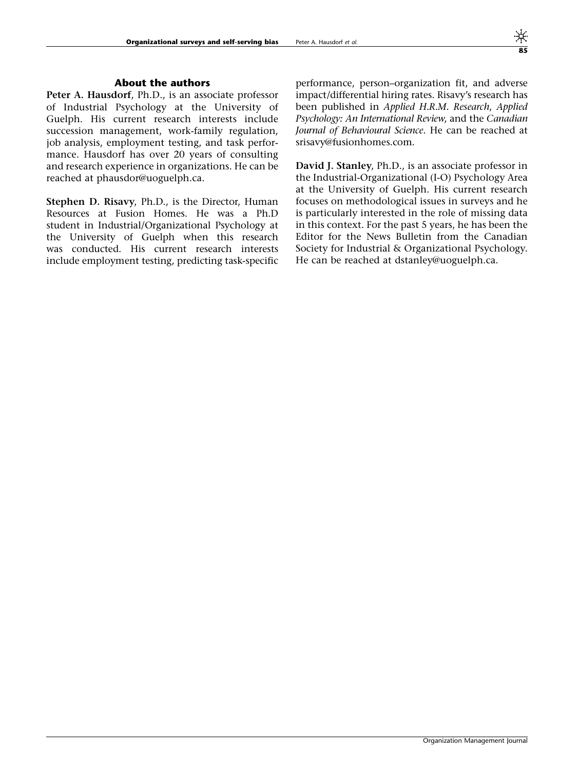## About the authors

**Peter A. Hausdorf**, Ph.D., is an associate professor of Industrial Psychology at the University of Guelph. His current research interests include succession management, work-family regulation, job analysis, employment testing, and task performance. Hausdorf has over 20 years of consulting and research experience in organizations. He can be reached at phausdor@uoguelph.ca.

**Stephen D. Risavy**, Ph.D., is the Director, Human Resources at Fusion Homes. He was a Ph.D student in Industrial/Organizational Psychology at the University of Guelph when this research was conducted. His current research interests include employment testing, predicting task-specific performance, person–organization fit, and adverse impact/differential hiring rates. Risavy's research has been published in *Applied H.R.M. Research*, *Applied Psychology: An International Review*, and the *Canadian Journal of Behavioural Science*. He can be reached at srisavy@fusionhomes.com.

**David J. Stanley**, Ph.D., is an associate professor in the Industrial-Organizational (I-O) Psychology Area at the University of Guelph. His current research focuses on methodological issues in surveys and he is particularly interested in the role of missing data in this context. For the past 5 years, he has been the Editor for the News Bulletin from the Canadian Society for Industrial & Organizational Psychology. He can be reached at dstanley@uoguelph.ca.